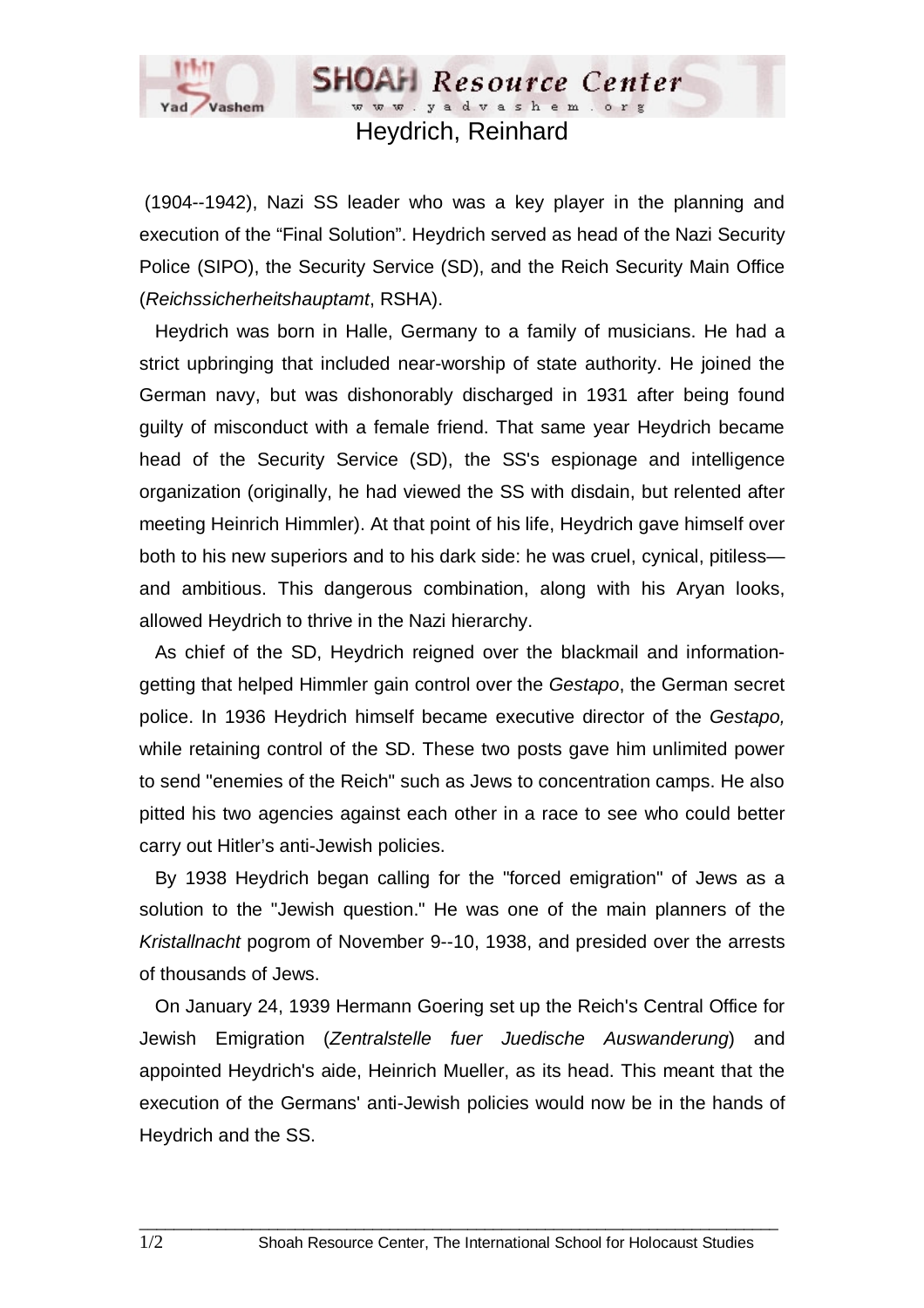# Heydrich, Reinhard

(1904--1942), Nazi SS leader who was a key player in the planning and execution of the "Final Solution". Heydrich served as head of the Nazi Security Police (SIPO), the Security Service (SD), and the Reich Security Main Office (*Reichssicherheitshauptamt*, RSHA).

Heydrich was born in Halle, Germany to a family of musicians. He had a strict upbringing that included near-worship of state authority. He joined the German navy, but was dishonorably discharged in 1931 after being found guilty of misconduct with a female friend. That same year Heydrich became head of the Security Service (SD), the SS's espionage and intelligence organization (originally, he had viewed the SS with disdain, but relented after meeting Heinrich Himmler). At that point of his life, Heydrich gave himself over both to his new superiors and to his dark side: he was cruel, cynical, pitiless—and ambitious. This dangerous combination, along with his Aryan looks, allowed Heydrich to thrive in the Nazi hierarchy.

As chief of the SD, Heydrich reigned over the blackmail and information-getting that helped Himmler gain control over the *Gestapo*, the German secret police. In 1936 Heydrich himself became executive director of the *Gestapo,* while retaining control of the SD. These two posts gave him unlimited power to send "enemies of the Reich" such as Jews to concentration camps. He also pitted his two agencies against each other in a race to see who could better carry out Hitler's anti-Jewish policies.

By 1938 Heydrich began calling for the "forced emigration" of Jews as a solution to the "Jewish question." He was one of the main planners of the *Kristallnacht* pogrom of November 9--10, 1938, and presided over the arrests of thousands of Jews.

On January 24, 1939 Hermann Goering set up the Reich's Central Office for Jewish Emigration (*Zentralstelle fuer Juedische Auswanderung*) and appointed Heydrich's aide, Heinrich Mueller, as its head. This meant that the execution of the Germans' anti-Jewish policies would now be in the hands of Heydrich and the SS.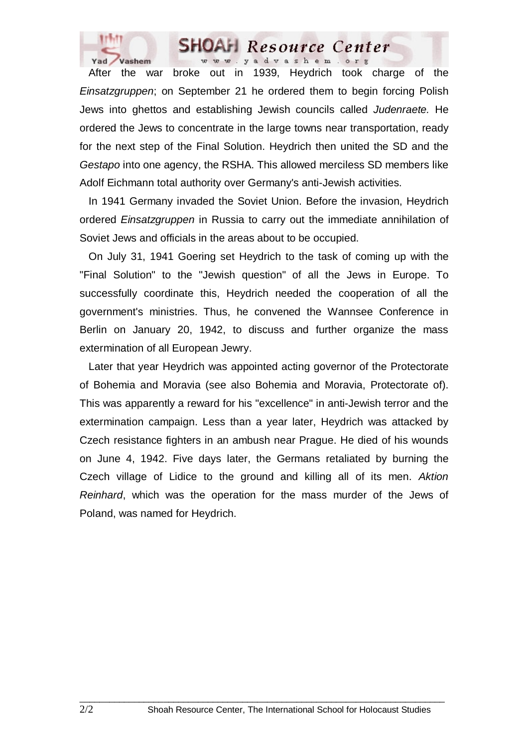After the war broke out in 1939, Heydrich took charge of the *Einsatzgruppen*; on September 21 he ordered them to begin forcing Polish Jews into ghettos and establishing Jewish councils called *Judenraete.* He ordered the Jews to concentrate in the large towns near transportation, ready for the next step of the Final Solution. Heydrich then united the SD and the *Gestapo* into one agency, the RSHA. This allowed merciless SD members like Adolf Eichmann total authority over Germany's anti-Jewish activities.

In 1941 Germany invaded the Soviet Union. Before the invasion, Heydrich ordered *Einsatzgruppen* in Russia to carry out the immediate annihilation of Soviet Jews and officials in the areas about to be occupied.

On July 31, 1941 Goering set Heydrich to the task of coming up with the "Final Solution" to the "Jewish question" of all the Jews in Europe. To successfully coordinate this, Heydrich needed the cooperation of all the government's ministries. Thus, he convened the Wannsee Conference in Berlin on January 20, 1942, to discuss and further organize the mass extermination of all European Jewry.

Later that year Heydrich was appointed acting governor of the Protectorate of Bohemia and Moravia (see also Bohemia and Moravia, Protectorate of). This was apparently a reward for his "excellence" in anti-Jewish terror and the extermination campaign. Less than a year later, Heydrich was attacked by Czech resistance fighters in an ambush near Prague. He died of his wounds on June 4, 1942. Five days later, the Germans retaliated by burning the Czech village of Lidice to the ground and killing all of its men. *Aktion Reinhard*, which was the operation for the mass murder of the Jews of Poland, was named for Heydrich.